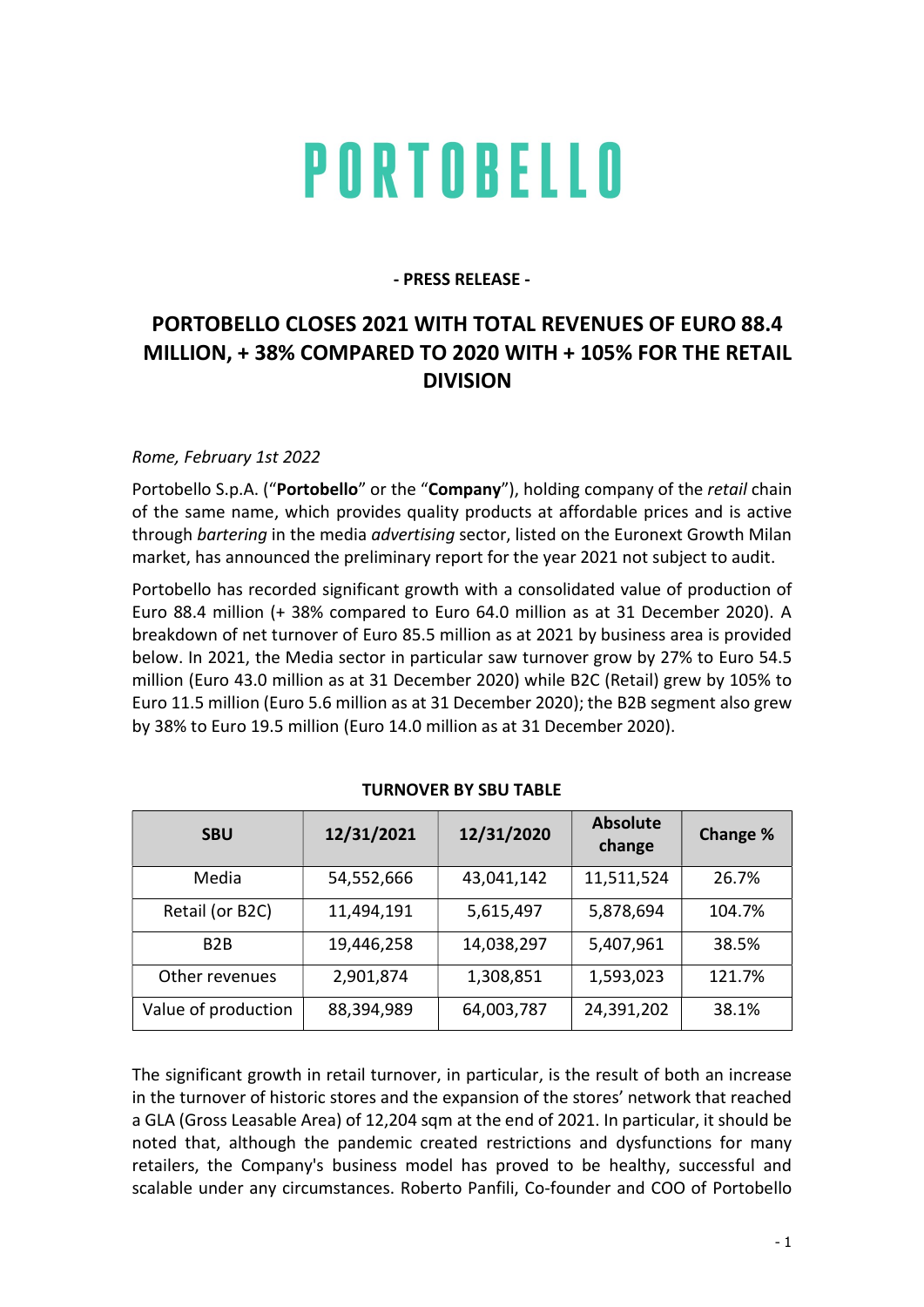# PORTOBELLO

**- PRESS RELEASE -**

## PORTOBELLO CLOSES 2021 WITH TOTAL REVENUES OF EURO 88.4 MILLION, + 38% COMPARED TO 2020 WITH + 105% FOR THE RETAIL DIVISION

*Rome, February 1st 2022*

Portobello S.p.A. ("**Portobello**" or the "**Company**"), holding company of the *retail* chain of the same name, which provides quality products at affordable prices and is active through *bartering* in the media *advertising* sector, listed on the Euronext Growth Milan market, has announced the preliminary report for the year 2021 not subject to audit.

Portobello has recorded significant growth with a consolidated value of production of Euro 88.4 million (+ 38% compared to Euro 64.0 million as at 31 December 2020). A breakdown of net turnover of Euro 85.5 million as at 2021 by business area is provided below. In 2021, the Media sector in particular saw turnover grow by 27% to Euro 54.5 million (Euro 43.0 million as at 31 December 2020) while B2C (Retail) grew by 105% to Euro 11.5 million (Euro 5.6 million as at 31 December 2020); the B2B segment also grew by 38% to Euro 19.5 million (Euro 14.0 million as at 31 December 2020).

**TURNOVER BY SBU TABLE**

| SBU | 12/31/2021 | 12/31/2020 | Absolute change | Change % |
|---|---|---|---|---|
| Media | 54,552,666 | 43,041,142 | 11,511,524 | 26.7% |
| Retail (or B2C) | 11,494,191 | 5,615,497 | 5,878,694 | 104.7% |
| B2B | 19,446,258 | 14,038,297 | 5,407,961 | 38.5% |
| Other revenues | 2,901,874 | 1,308,851 | 1,593,023 | 121.7% |
| Value of production | 88,394,989 | 64,003,787 | 24,391,202 | 38.1% |

The significant growth in retail turnover, in particular, is the result of both an increase in the turnover of historic stores and the expansion of the stores' network that reached a GLA (Gross Leasable Area) of 12,204 sqm at the end of 2021. In particular, it should be noted that, although the pandemic created restrictions and dysfunctions for many retailers, the Company's business model has proved to be healthy, successful and scalable under any circumstances. Roberto Panfili, Co-founder and COO of Portobello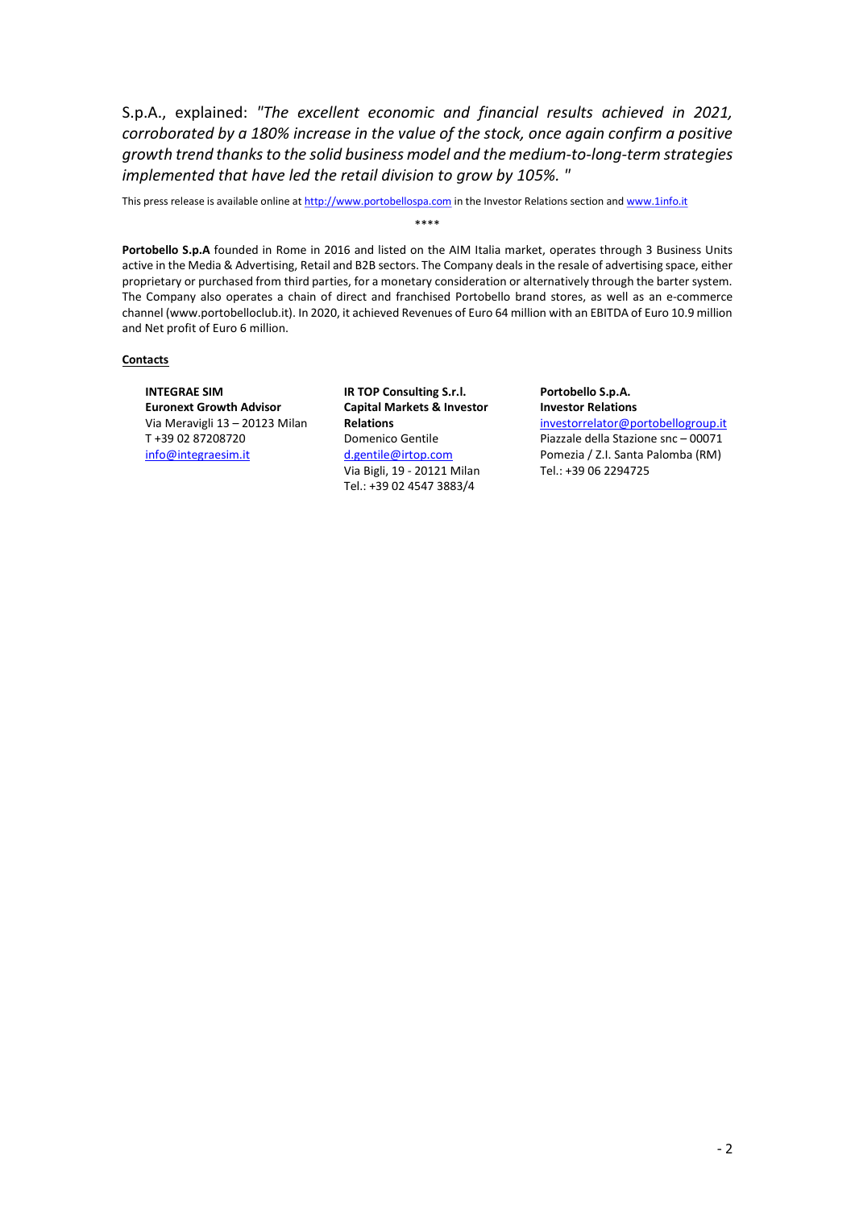S.p.A., explained: *"The excellent economic and financial results achieved in 2021, corroborated by a 180% increase in the value of the stock, once again confirm a positive growth trend thanks to the solid business model and the medium-to-long-term strategies implemented that have led the retail division to grow by 105%. "*

This press release is available online at http://www.portobellospa.com in the Investor Relations section and www.1info.it

\*\*\*\*

**Portobello S.p.A** founded in Rome in 2016 and listed on the AIM Italia market, operates through 3 Business Units active in the Media & Advertising, Retail and B2B sectors. The Company deals in the resale of advertising space, either proprietary or purchased from third parties, for a monetary consideration or alternatively through the barter system. The Company also operates a chain of direct and franchised Portobello brand stores, as well as an e-commerce channel (www.portobelloclub.it). In 2020, it achieved Revenues of Euro 64 million with an EBITDA of Euro 10.9 million and Net profit of Euro 6 million.

**Contacts**

**INTEGRAE SIM**
**Euronext Growth Advisor**
Via Meravigli 13 – 20123 Milan
T +39 02 87208720
info@integraesim.it

**IR TOP Consulting S.r.l.**
**Capital Markets & Investor Relations**
Domenico Gentile
d.gentile@irtop.com
Via Bigli, 19 - 20121 Milan
Tel.: +39 02 4547 3883/4

**Portobello S.p.A.**
**Investor Relations**
investorrelator@portobellogroup.it
Piazzale della Stazione snc – 00071 Pomezia / Z.I. Santa Palomba (RM)
Tel.: +39 06 2294725